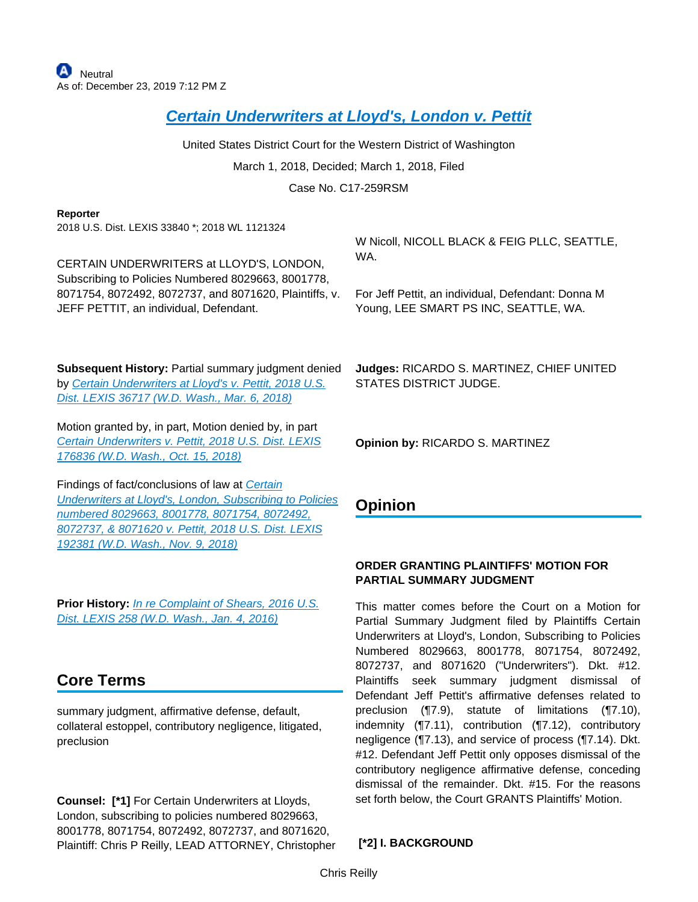Neutral
As of: December 23, 2019 7:12 PM Z

# Certain Underwriters at Lloyd's, London v. Pettit

United States District Court for the Western District of Washington

March 1, 2018, Decided; March 1, 2018, Filed

Case No. C17-259RSM

**Reporter**
2018 U.S. Dist. LEXIS 33840 *; 2018 WL 1121324

CERTAIN UNDERWRITERS at LLOYD'S, LONDON, Subscribing to Policies Numbered 8029663, 8001778, 8071754, 8072492, 8072737, and 8071620, Plaintiffs, v. JEFF PETTIT, an individual, Defendant.

**Subsequent History:** Partial summary judgment denied by Certain Underwriters at Lloyd's v. Pettit, 2018 U.S. Dist. LEXIS 36717 (W.D. Wash., Mar. 6, 2018)

Motion granted by, in part, Motion denied by, in part Certain Underwriters v. Pettit, 2018 U.S. Dist. LEXIS 176836 (W.D. Wash., Oct. 15, 2018)

Findings of fact/conclusions of law at Certain Underwriters at Lloyd's, London, Subscribing to Policies numbered 8029663, 8001778, 8071754, 8072492, 8072737, & 8071620 v. Pettit, 2018 U.S. Dist. LEXIS 192381 (W.D. Wash., Nov. 9, 2018)

**Prior History:** In re Complaint of Shears, 2016 U.S. Dist. LEXIS 258 (W.D. Wash., Jan. 4, 2016)

## Core Terms

summary judgment, affirmative defense, default, collateral estoppel, contributory negligence, litigated, preclusion

**Counsel:** **[*1]** For Certain Underwriters at Lloyds, London, subscribing to policies numbered 8029663, 8001778, 8071754, 8072492, 8072737, and 8071620, Plaintiff: Chris P Reilly, LEAD ATTORNEY, Christopher W Nicoll, NICOLL BLACK & FEIG PLLC, SEATTLE, WA.

For Jeff Pettit, an individual, Defendant: Donna M Young, LEE SMART PS INC, SEATTLE, WA.

**Judges:** RICARDO S. MARTINEZ, CHIEF UNITED STATES DISTRICT JUDGE.

**Opinion by:** RICARDO S. MARTINEZ

## Opinion

**ORDER GRANTING PLAINTIFFS' MOTION FOR PARTIAL SUMMARY JUDGMENT**

This matter comes before the Court on a Motion for Partial Summary Judgment filed by Plaintiffs Certain Underwriters at Lloyd's, London, Subscribing to Policies Numbered 8029663, 8001778, 8071754, 8072492, 8072737, and 8071620 ("Underwriters"). Dkt. #12. Plaintiffs seek summary judgment dismissal of Defendant Jeff Pettit's affirmative defenses related to preclusion (¶7.9), statute of limitations (¶7.10), indemnity (¶7.11), contribution (¶7.12), contributory negligence (¶7.13), and service of process (¶7.14). Dkt. #12. Defendant Jeff Pettit only opposes dismissal of the contributory negligence affirmative defense, conceding dismissal of the remainder. Dkt. #15. For the reasons set forth below, the Court GRANTS Plaintiffs' Motion.

**[*2] I. BACKGROUND**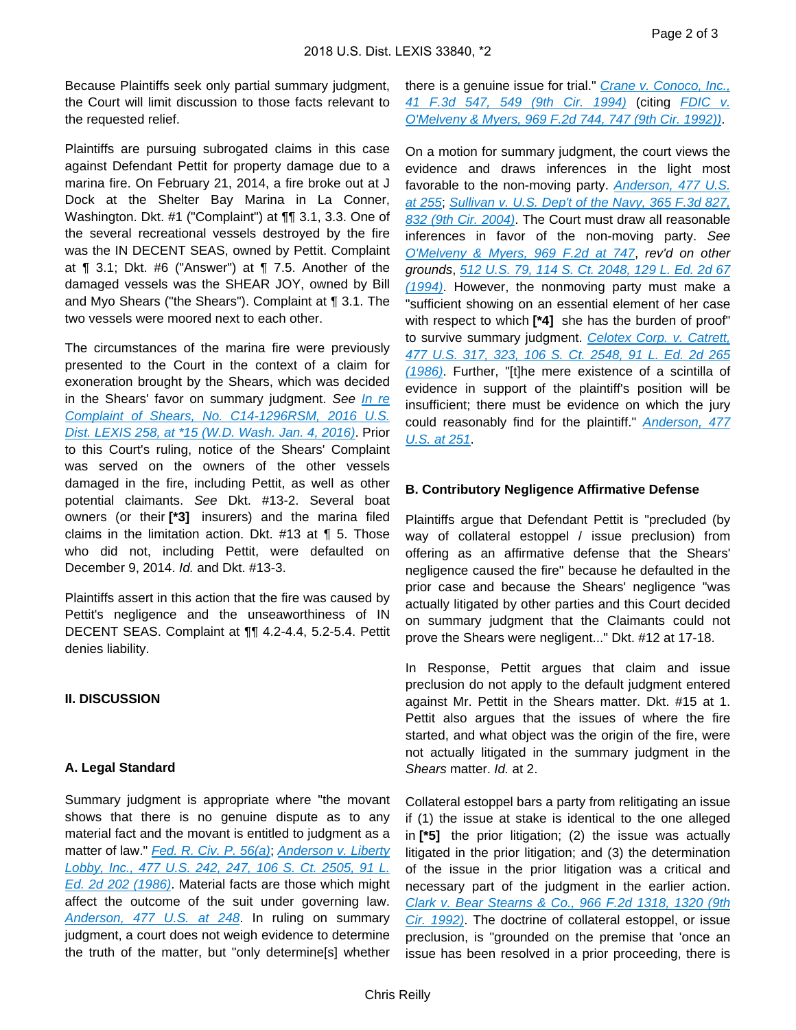Because Plaintiffs seek only partial summary judgment, the Court will limit discussion to those facts relevant to the requested relief.

Plaintiffs are pursuing subrogated claims in this case against Defendant Pettit for property damage due to a marina fire. On February 21, 2014, a fire broke out at J Dock at the Shelter Bay Marina in La Conner, Washington. Dkt. #1 ("Complaint") at ¶¶ 3.1, 3.3. One of the several recreational vessels destroyed by the fire was the IN DECENT SEAS, owned by Pettit. Complaint at ¶ 3.1; Dkt. #6 ("Answer") at ¶ 7.5. Another of the damaged vessels was the SHEAR JOY, owned by Bill and Myo Shears ("the Shears"). Complaint at ¶ 3.1. The two vessels were moored next to each other.

The circumstances of the marina fire were previously presented to the Court in the context of a claim for exoneration brought by the Shears, which was decided in the Shears' favor on summary judgment. *See* In re Complaint of Shears, No. C14-1296RSM, 2016 U.S. Dist. LEXIS 258, at *15 (W.D. Wash. Jan. 4, 2016). Prior to this Court's ruling, notice of the Shears' Complaint was served on the owners of the other vessels damaged in the fire, including Pettit, as well as other potential claimants. *See* Dkt. #13-2. Several boat owners (or their **[*3]** insurers) and the marina filed claims in the limitation action. Dkt. #13 at ¶ 5. Those who did not, including Pettit, were defaulted on December 9, 2014. *Id.* and Dkt. #13-3.

Plaintiffs assert in this action that the fire was caused by Pettit's negligence and the unseaworthiness of IN DECENT SEAS. Complaint at ¶¶ 4.2-4.4, 5.2-5.4. Pettit denies liability.

## II. DISCUSSION

### A. Legal Standard

Summary judgment is appropriate where "the movant shows that there is no genuine dispute as to any material fact and the movant is entitled to judgment as a matter of law." Fed. R. Civ. P. 56(a); Anderson v. Liberty Lobby, Inc., 477 U.S. 242, 247, 106 S. Ct. 2505, 91 L. Ed. 2d 202 (1986). Material facts are those which might affect the outcome of the suit under governing law. Anderson, 477 U.S. at 248. In ruling on summary judgment, a court does not weigh evidence to determine the truth of the matter, but "only determine[s] whether there is a genuine issue for trial." Crane v. Conoco, Inc., 41 F.3d 547, 549 (9th Cir. 1994) (citing FDIC v. O'Melveny & Myers, 969 F.2d 744, 747 (9th Cir. 1992)).

On a motion for summary judgment, the court views the evidence and draws inferences in the light most favorable to the non-moving party. Anderson, 477 U.S. at 255; Sullivan v. U.S. Dep't of the Navy, 365 F.3d 827, 832 (9th Cir. 2004). The Court must draw all reasonable inferences in favor of the non-moving party. *See* O'Melveny & Myers, 969 F.2d at 747, *rev'd on other grounds*, 512 U.S. 79, 114 S. Ct. 2048, 129 L. Ed. 2d 67 (1994). However, the nonmoving party must make a "sufficient showing on an essential element of her case with respect to which **[*4]** she has the burden of proof" to survive summary judgment. Celotex Corp. v. Catrett, 477 U.S. 317, 323, 106 S. Ct. 2548, 91 L. Ed. 2d 265 (1986). Further, "[t]he mere existence of a scintilla of evidence in support of the plaintiff's position will be insufficient; there must be evidence on which the jury could reasonably find for the plaintiff." Anderson, 477 U.S. at 251.

### B. Contributory Negligence Affirmative Defense

Plaintiffs argue that Defendant Pettit is "precluded (by way of collateral estoppel / issue preclusion) from offering as an affirmative defense that the Shears' negligence caused the fire" because he defaulted in the prior case and because the Shears' negligence "was actually litigated by other parties and this Court decided on summary judgment that the Claimants could not prove the Shears were negligent..." Dkt. #12 at 17-18.

In Response, Pettit argues that claim and issue preclusion do not apply to the default judgment entered against Mr. Pettit in the Shears matter. Dkt. #15 at 1. Pettit also argues that the issues of where the fire started, and what object was the origin of the fire, were not actually litigated in the summary judgment in the *Shears* matter. *Id.* at 2.

Collateral estoppel bars a party from relitigating an issue if (1) the issue at stake is identical to the one alleged in **[*5]** the prior litigation; (2) the issue was actually litigated in the prior litigation; and (3) the determination of the issue in the prior litigation was a critical and necessary part of the judgment in the earlier action. Clark v. Bear Stearns & Co., 966 F.2d 1318, 1320 (9th Cir. 1992). The doctrine of collateral estoppel, or issue preclusion, is "grounded on the premise that 'once an issue has been resolved in a prior proceeding, there is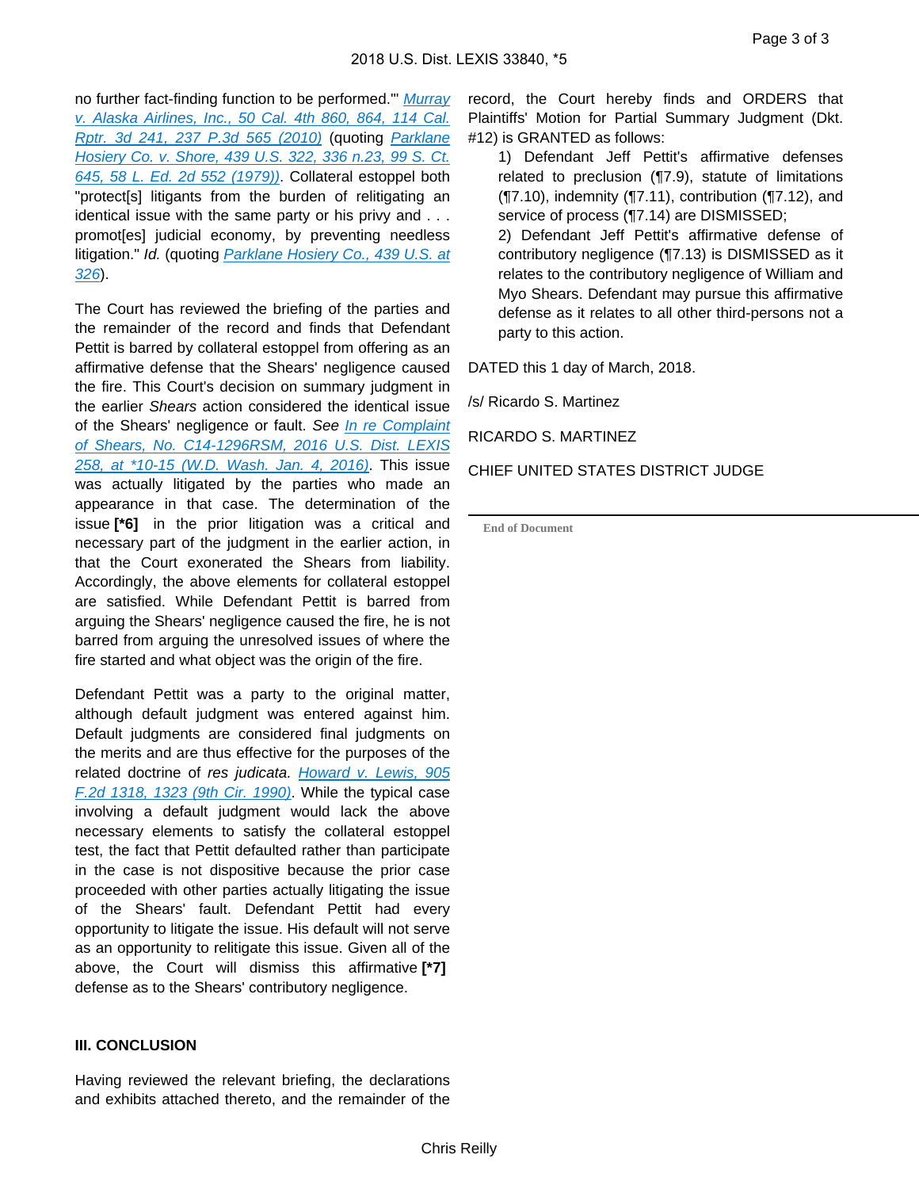no further fact-finding function to be performed.'" Murray v. Alaska Airlines, Inc., 50 Cal. 4th 860, 864, 114 Cal. Rptr. 3d 241, 237 P.3d 565 (2010) (quoting Parklane Hosiery Co. v. Shore, 439 U.S. 322, 336 n.23, 99 S. Ct. 645, 58 L. Ed. 2d 552 (1979)). Collateral estoppel both "protect[s] litigants from the burden of relitigating an identical issue with the same party or his privy and . . . promot[es] judicial economy, by preventing needless litigation." *Id.* (quoting Parklane Hosiery Co., 439 U.S. at 326).

The Court has reviewed the briefing of the parties and the remainder of the record and finds that Defendant Pettit is barred by collateral estoppel from offering as an affirmative defense that the Shears' negligence caused the fire. This Court's decision on summary judgment in the earlier *Shears* action considered the identical issue of the Shears' negligence or fault. *See* In re Complaint of Shears, No. C14-1296RSM, 2016 U.S. Dist. LEXIS 258, at *10-15 (W.D. Wash. Jan. 4, 2016). This issue was actually litigated by the parties who made an appearance in that case. The determination of the issue **[*6]** in the prior litigation was a critical and necessary part of the judgment in the earlier action, in that the Court exonerated the Shears from liability. Accordingly, the above elements for collateral estoppel are satisfied. While Defendant Pettit is barred from arguing the Shears' negligence caused the fire, he is not barred from arguing the unresolved issues of where the fire started and what object was the origin of the fire.

Defendant Pettit was a party to the original matter, although default judgment was entered against him. Default judgments are considered final judgments on the merits and are thus effective for the purposes of the related doctrine of *res judicata*. Howard v. Lewis, 905 F.2d 1318, 1323 (9th Cir. 1990). While the typical case involving a default judgment would lack the above necessary elements to satisfy the collateral estoppel test, the fact that Pettit defaulted rather than participate in the case is not dispositive because the prior case proceeded with other parties actually litigating the issue of the Shears' fault. Defendant Pettit had every opportunity to litigate the issue. His default will not serve as an opportunity to relitigate this issue. Given all of the above, the Court will dismiss this affirmative **[*7]** defense as to the Shears' contributory negligence.

### III. CONCLUSION

Having reviewed the relevant briefing, the declarations and exhibits attached thereto, and the remainder of the record, the Court hereby finds and ORDERS that Plaintiffs' Motion for Partial Summary Judgment (Dkt. #12) is GRANTED as follows:

1) Defendant Jeff Pettit's affirmative defenses related to preclusion (¶7.9), statute of limitations (¶7.10), indemnity (¶7.11), contribution (¶7.12), and service of process (¶7.14) are DISMISSED;

2) Defendant Jeff Pettit's affirmative defense of contributory negligence (¶7.13) is DISMISSED as it relates to the contributory negligence of William and Myo Shears. Defendant may pursue this affirmative defense as it relates to all other third-persons not a party to this action.

DATED this 1 day of March, 2018.

/s/ Ricardo S. Martinez

RICARDO S. MARTINEZ

CHIEF UNITED STATES DISTRICT JUDGE

End of Document